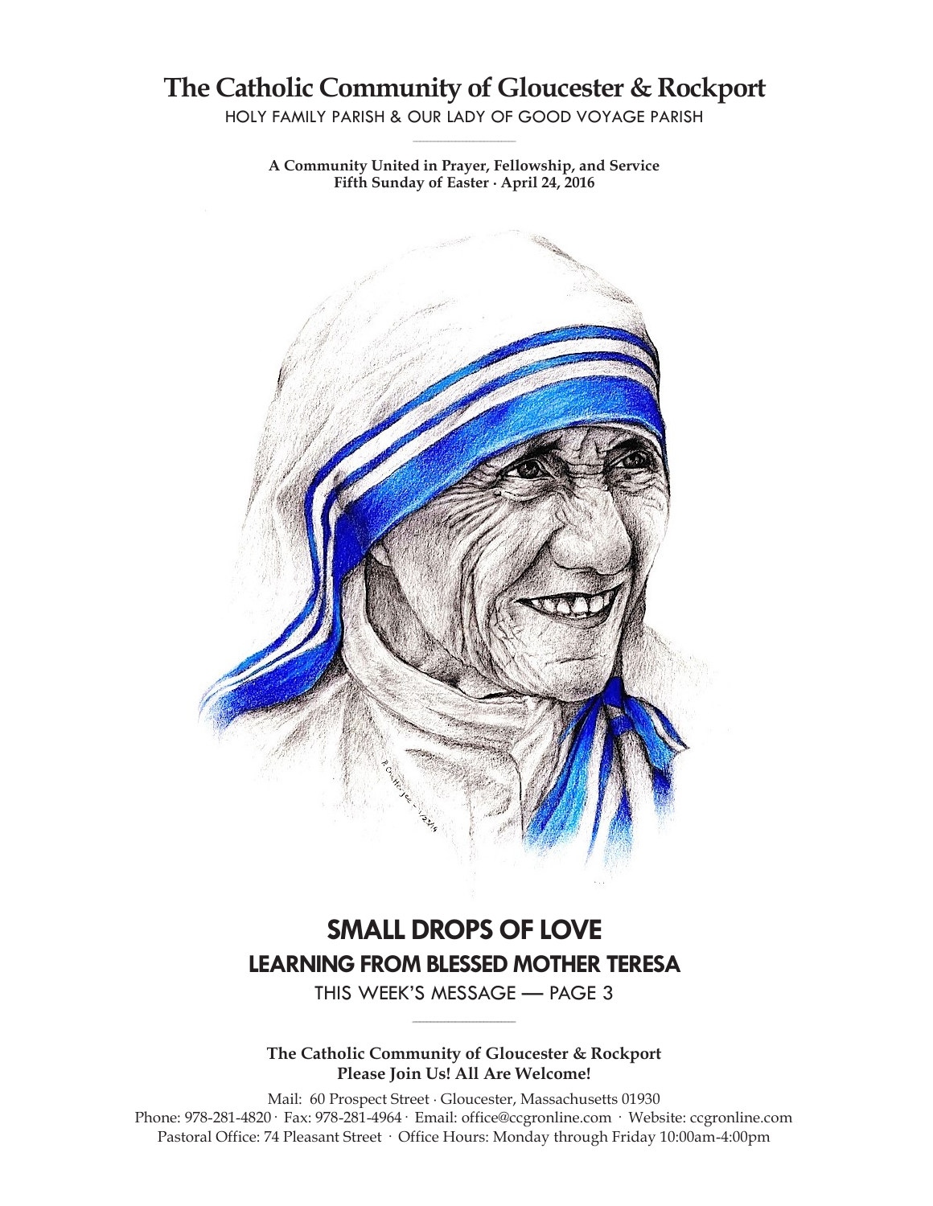# The Catholic Community of Gloucester & Rockport

HOLY FAMILY PARISH & OUR LADY OF GOOD VOYAGE PARISH

**A Community United in Prayer, Fellowship, and Service**
**Fifth Sunday of Easter · April 24, 2016**

## SMALL DROPS OF LOVE

### LEARNING FROM BLESSED MOTHER TERESA

THIS WEEK'S MESSAGE — PAGE 3

**The Catholic Community of Gloucester & Rockport**
**Please Join Us! All Are Welcome!**

Mail: 60 Prospect Street · Gloucester, Massachusetts 01930
Phone: 978-281-4820 · Fax: 978-281-4964 · Email: office@ccgronline.com · Website: ccgronline.com
Pastoral Office: 74 Pleasant Street · Office Hours: Monday through Friday 10:00am-4:00pm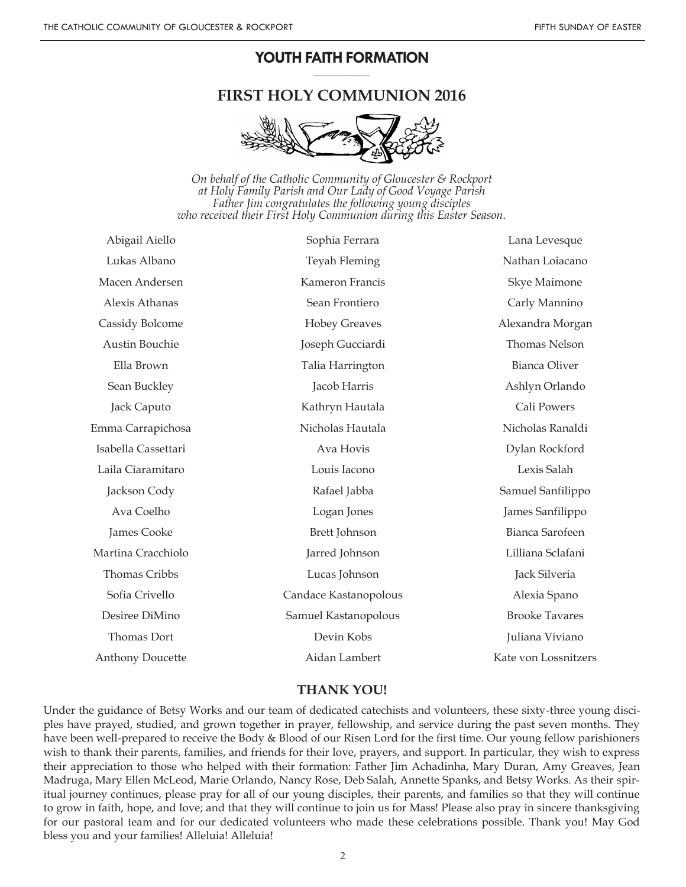## YOUTH FAITH FORMATION

## FIRST HOLY COMMUNION 2016

*On behalf of the Catholic Community of Gloucester & Rockport at Holy Family Parish and Our Lady of Good Voyage Parish Father Jim congratulates the following young disciples who received their First Holy Communion during this Easter Season.*

Abigail Aiello
Lukas Albano
Macen Andersen
Alexis Athanas
Cassidy Bolcome
Austin Bouchie
Ella Brown
Sean Buckley
Jack Caputo
Emma Carrapichosa
Isabella Cassettari
Laila Ciaramitaro
Jackson Cody
Ava Coelho
James Cooke
Martina Cracchiolo
Thomas Cribbs
Sofia Crivello
Desiree DiMino
Thomas Dort
Anthony Doucette
Sophia Ferrara
Teyah Fleming
Kameron Francis
Sean Frontiero
Hobey Greaves
Joseph Gucciardi
Talia Harrington
Jacob Harris
Kathryn Hautala
Nicholas Hautala
Ava Hovis
Louis Iacono
Rafael Jabba
Logan Jones
Brett Johnson
Jarred Johnson
Lucas Johnson
Candace Kastanopolous
Samuel Kastanopolous
Devin Kobs
Aidan Lambert
Lana Levesque
Nathan Loiacano
Skye Maimone
Carly Mannino
Alexandra Morgan
Thomas Nelson
Bianca Oliver
Ashlyn Orlando
Cali Powers
Nicholas Ranaldi
Dylan Rockford
Lexis Salah
Samuel Sanfilippo
James Sanfilippo
Bianca Sarofeen
Lilliana Sclafani
Jack Silveria
Alexia Spano
Brooke Tavares
Juliana Viviano
Kate von Lossnitzers

### THANK YOU!

Under the guidance of Betsy Works and our team of dedicated catechists and volunteers, these sixty-three young disciples have prayed, studied, and grown together in prayer, fellowship, and service during the past seven months. They have been well-prepared to receive the Body & Blood of our Risen Lord for the first time. Our young fellow parishioners wish to thank their parents, families, and friends for their love, prayers, and support. In particular, they wish to express their appreciation to those who helped with their formation: Father Jim Achadinha, Mary Duran, Amy Greaves, Jean Madruga, Mary Ellen McLeod, Marie Orlando, Nancy Rose, Deb Salah, Annette Spanks, and Betsy Works. As their spiritual journey continues, please pray for all of our young disciples, their parents, and families so that they will continue to grow in faith, hope, and love; and that they will continue to join us for Mass! Please also pray in sincere thanksgiving for our pastoral team and for our dedicated volunteers who made these celebrations possible. Thank you! May God bless you and your families! Alleluia! Alleluia!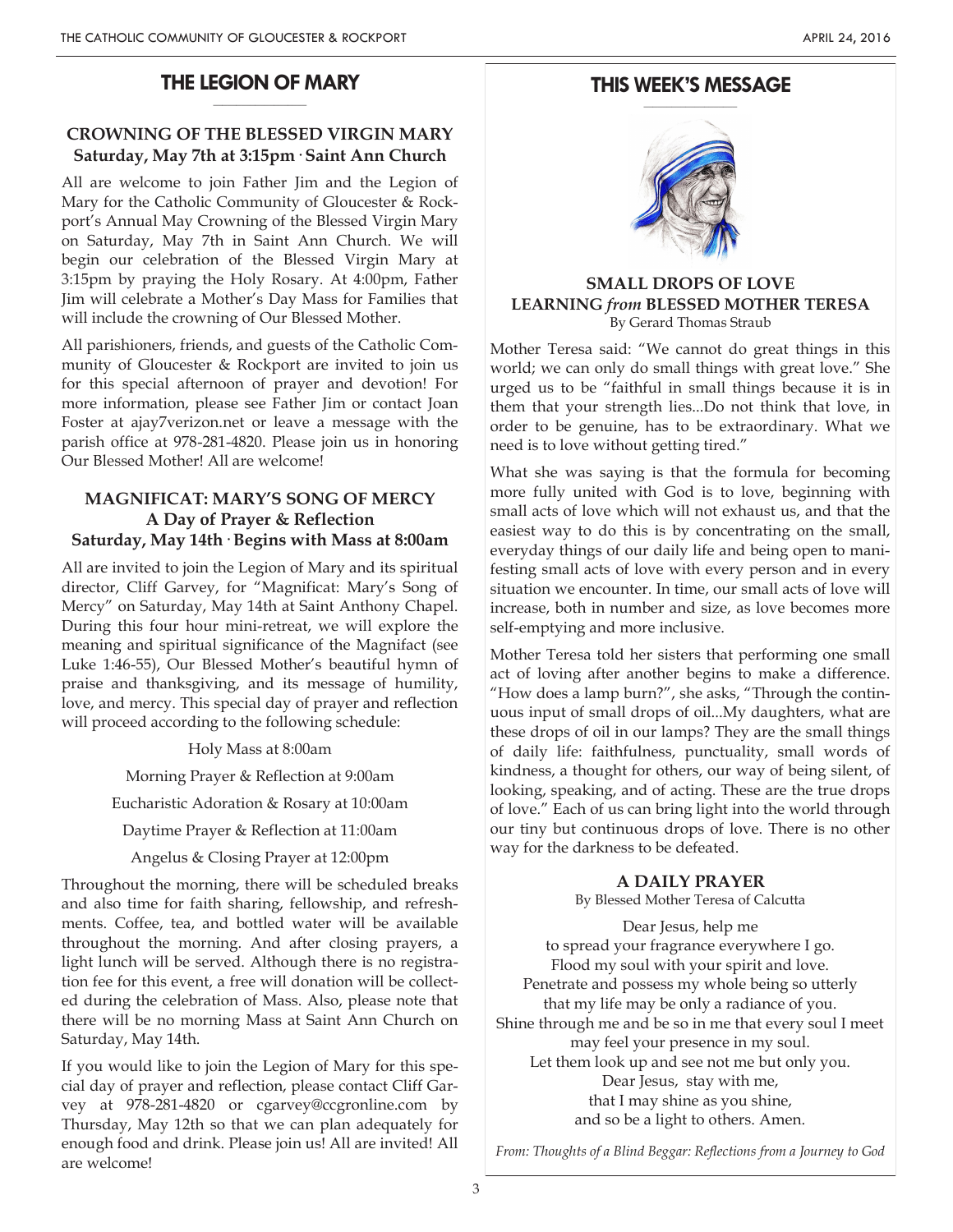## THE LEGION OF MARY

### CROWNING OF THE BLESSED VIRGIN MARY
**Saturday, May 7th at 3:15pm · Saint Ann Church**

All are welcome to join Father Jim and the Legion of Mary for the Catholic Community of Gloucester & Rockport's Annual May Crowning of the Blessed Virgin Mary on Saturday, May 7th in Saint Ann Church. We will begin our celebration of the Blessed Virgin Mary at 3:15pm by praying the Holy Rosary. At 4:00pm, Father Jim will celebrate a Mother's Day Mass for Families that will include the crowning of Our Blessed Mother.

All parishioners, friends, and guests of the Catholic Community of Gloucester & Rockport are invited to join us for this special afternoon of prayer and devotion! For more information, please see Father Jim or contact Joan Foster at ajay7verizon.net or leave a message with the parish office at 978-281-4820. Please join us in honoring Our Blessed Mother! All are welcome!

### MAGNIFICAT: MARY'S SONG OF MERCY
**A Day of Prayer & Reflection**
**Saturday, May 14th · Begins with Mass at 8:00am**

All are invited to join the Legion of Mary and its spiritual director, Cliff Garvey, for "Magnificat: Mary's Song of Mercy" on Saturday, May 14th at Saint Anthony Chapel. During this four hour mini-retreat, we will explore the meaning and spiritual significance of the Magnifact (see Luke 1:46-55), Our Blessed Mother's beautiful hymn of praise and thanksgiving, and its message of humility, love, and mercy. This special day of prayer and reflection will proceed according to the following schedule:

Holy Mass at 8:00am

Morning Prayer & Reflection at 9:00am

Eucharistic Adoration & Rosary at 10:00am

Daytime Prayer & Reflection at 11:00am

Angelus & Closing Prayer at 12:00pm

Throughout the morning, there will be scheduled breaks and also time for faith sharing, fellowship, and refreshments. Coffee, tea, and bottled water will be available throughout the morning. And after closing prayers, a light lunch will be served. Although there is no registration fee for this event, a free will donation will be collected during the celebration of Mass. Also, please note that there will be no morning Mass at Saint Ann Church on Saturday, May 14th.

If you would like to join the Legion of Mary for this special day of prayer and reflection, please contact Cliff Garvey at 978-281-4820 or cgarvey@ccgronline.com by Thursday, May 12th so that we can plan adequately for enough food and drink. Please join us! All are invited! All are welcome!

## THIS WEEK'S MESSAGE

### SMALL DROPS OF LOVE
### LEARNING *from* BLESSED MOTHER TERESA
By Gerard Thomas Straub

Mother Teresa said: "We cannot do great things in this world; we can only do small things with great love." She urged us to be "faithful in small things because it is in them that your strength lies...Do not think that love, in order to be genuine, has to be extraordinary. What we need is to love without getting tired."

What she was saying is that the formula for becoming more fully united with God is to love, beginning with small acts of love which will not exhaust us, and that the easiest way to do this is by concentrating on the small, everyday things of our daily life and being open to manifesting small acts of love with every person and in every situation we encounter. In time, our small acts of love will increase, both in number and size, as love becomes more self-emptying and more inclusive.

Mother Teresa told her sisters that performing one small act of loving after another begins to make a difference. "How does a lamp burn?", she asks, "Through the continuous input of small drops of oil...My daughters, what are these drops of oil in our lamps? They are the small things of daily life: faithfulness, punctuality, small words of kindness, a thought for others, our way of being silent, of looking, speaking, and of acting. These are the true drops of love." Each of us can bring light into the world through our tiny but continuous drops of love. There is no other way for the darkness to be defeated.

### A DAILY PRAYER
By Blessed Mother Teresa of Calcutta

Dear Jesus, help me
to spread your fragrance everywhere I go.
Flood my soul with your spirit and love.
Penetrate and possess my whole being so utterly
that my life may be only a radiance of you.
Shine through me and be so in me that every soul I meet
may feel your presence in my soul.
Let them look up and see not me but only you.
Dear Jesus, stay with me,
that I may shine as you shine,
and so be a light to others. Amen.

*From: Thoughts of a Blind Beggar: Reflections from a Journey to God*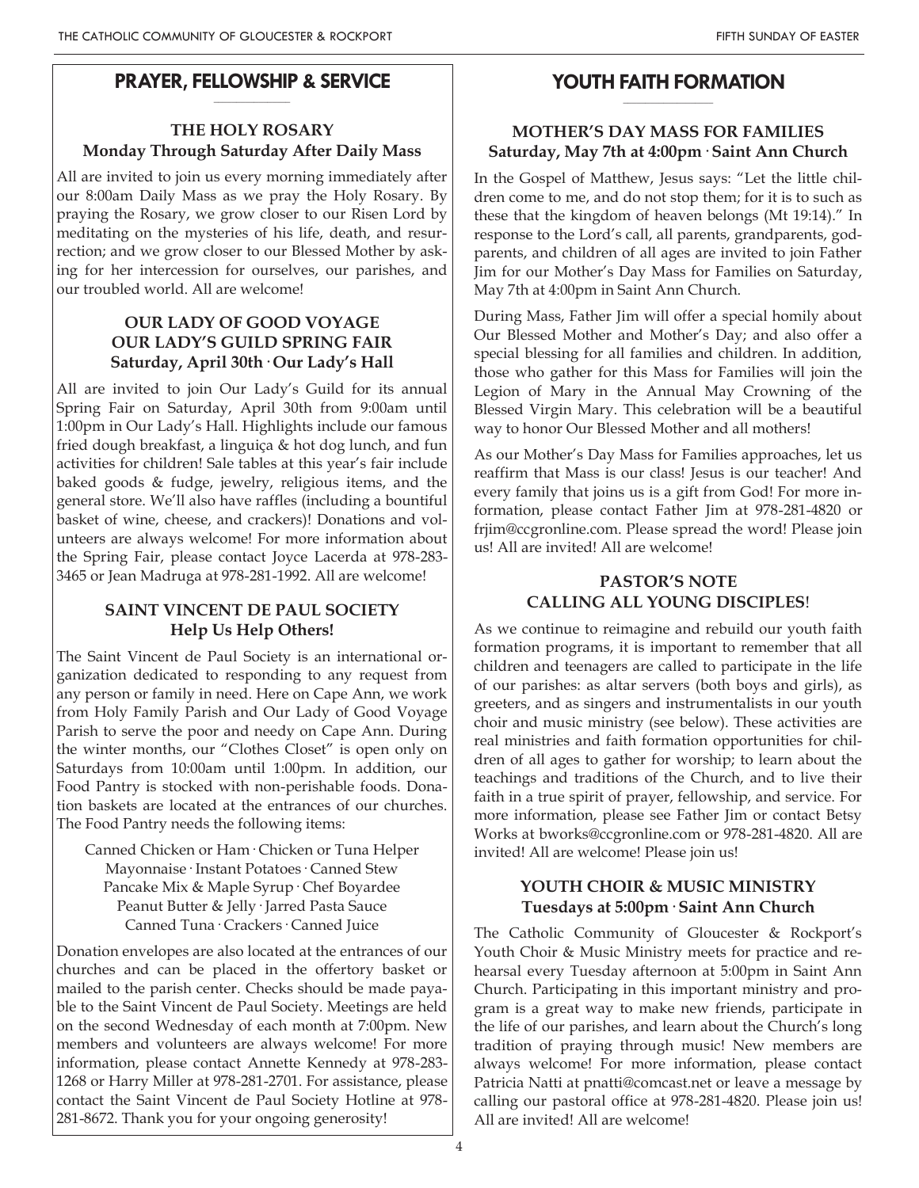## PRAYER, FELLOWSHIP & SERVICE

### THE HOLY ROSARY
**Monday Through Saturday After Daily Mass**

All are invited to join us every morning immediately after our 8:00am Daily Mass as we pray the Holy Rosary. By praying the Rosary, we grow closer to our Risen Lord by meditating on the mysteries of his life, death, and resurrection; and we grow closer to our Blessed Mother by asking for her intercession for ourselves, our parishes, and our troubled world. All are welcome!

### OUR LADY OF GOOD VOYAGE OUR LADY'S GUILD SPRING FAIR
**Saturday, April 30th · Our Lady's Hall**

All are invited to join Our Lady's Guild for its annual Spring Fair on Saturday, April 30th from 9:00am until 1:00pm in Our Lady's Hall. Highlights include our famous fried dough breakfast, a linguiça & hot dog lunch, and fun activities for children! Sale tables at this year's fair include baked goods & fudge, jewelry, religious items, and the general store. We'll also have raffles (including a bountiful basket of wine, cheese, and crackers)! Donations and volunteers are always welcome! For more information about the Spring Fair, please contact Joyce Lacerda at 978-283-3465 or Jean Madruga at 978-281-1992. All are welcome!

### SAINT VINCENT DE PAUL SOCIETY
**Help Us Help Others!**

The Saint Vincent de Paul Society is an international organization dedicated to responding to any request from any person or family in need. Here on Cape Ann, we work from Holy Family Parish and Our Lady of Good Voyage Parish to serve the poor and needy on Cape Ann. During the winter months, our "Clothes Closet" is open only on Saturdays from 10:00am until 1:00pm. In addition, our Food Pantry is stocked with non-perishable foods. Donation baskets are located at the entrances of our churches. The Food Pantry needs the following items:

Canned Chicken or Ham · Chicken or Tuna Helper
Mayonnaise · Instant Potatoes · Canned Stew
Pancake Mix & Maple Syrup · Chef Boyardee
Peanut Butter & Jelly · Jarred Pasta Sauce
Canned Tuna · Crackers · Canned Juice

Donation envelopes are also located at the entrances of our churches and can be placed in the offertory basket or mailed to the parish center. Checks should be made payable to the Saint Vincent de Paul Society. Meetings are held on the second Wednesday of each month at 7:00pm. New members and volunteers are always welcome! For more information, please contact Annette Kennedy at 978-283-1268 or Harry Miller at 978-281-2701. For assistance, please contact the Saint Vincent de Paul Society Hotline at 978-281-8672. Thank you for your ongoing generosity!

## YOUTH FAITH FORMATION

### MOTHER'S DAY MASS FOR FAMILIES
**Saturday, May 7th at 4:00pm · Saint Ann Church**

In the Gospel of Matthew, Jesus says: "Let the little children come to me, and do not stop them; for it is to such as these that the kingdom of heaven belongs (Mt 19:14)." In response to the Lord's call, all parents, grandparents, godparents, and children of all ages are invited to join Father Jim for our Mother's Day Mass for Families on Saturday, May 7th at 4:00pm in Saint Ann Church.

During Mass, Father Jim will offer a special homily about Our Blessed Mother and Mother's Day; and also offer a special blessing for all families and children. In addition, those who gather for this Mass for Families will join the Legion of Mary in the Annual May Crowning of the Blessed Virgin Mary. This celebration will be a beautiful way to honor Our Blessed Mother and all mothers!

As our Mother's Day Mass for Families approaches, let us reaffirm that Mass is our class! Jesus is our teacher! And every family that joins us is a gift from God! For more information, please contact Father Jim at 978-281-4820 or frjim@ccgronline.com. Please spread the word! Please join us! All are invited! All are welcome!

### PASTOR'S NOTE CALLING ALL YOUNG DISCIPLES!

As we continue to reimagine and rebuild our youth faith formation programs, it is important to remember that all children and teenagers are called to participate in the life of our parishes: as altar servers (both boys and girls), as greeters, and as singers and instrumentalists in our youth choir and music ministry (see below). These activities are real ministries and faith formation opportunities for children of all ages to gather for worship; to learn about the teachings and traditions of the Church, and to live their faith in a true spirit of prayer, fellowship, and service. For more information, please see Father Jim or contact Betsy Works at bworks@ccgronline.com or 978-281-4820. All are invited! All are welcome! Please join us!

### YOUTH CHOIR & MUSIC MINISTRY
**Tuesdays at 5:00pm · Saint Ann Church**

The Catholic Community of Gloucester & Rockport's Youth Choir & Music Ministry meets for practice and rehearsal every Tuesday afternoon at 5:00pm in Saint Ann Church. Participating in this important ministry and program is a great way to make new friends, participate in the life of our parishes, and learn about the Church's long tradition of praying through music! New members are always welcome! For more information, please contact Patricia Natti at pnatti@comcast.net or leave a message by calling our pastoral office at 978-281-4820. Please join us! All are invited! All are welcome!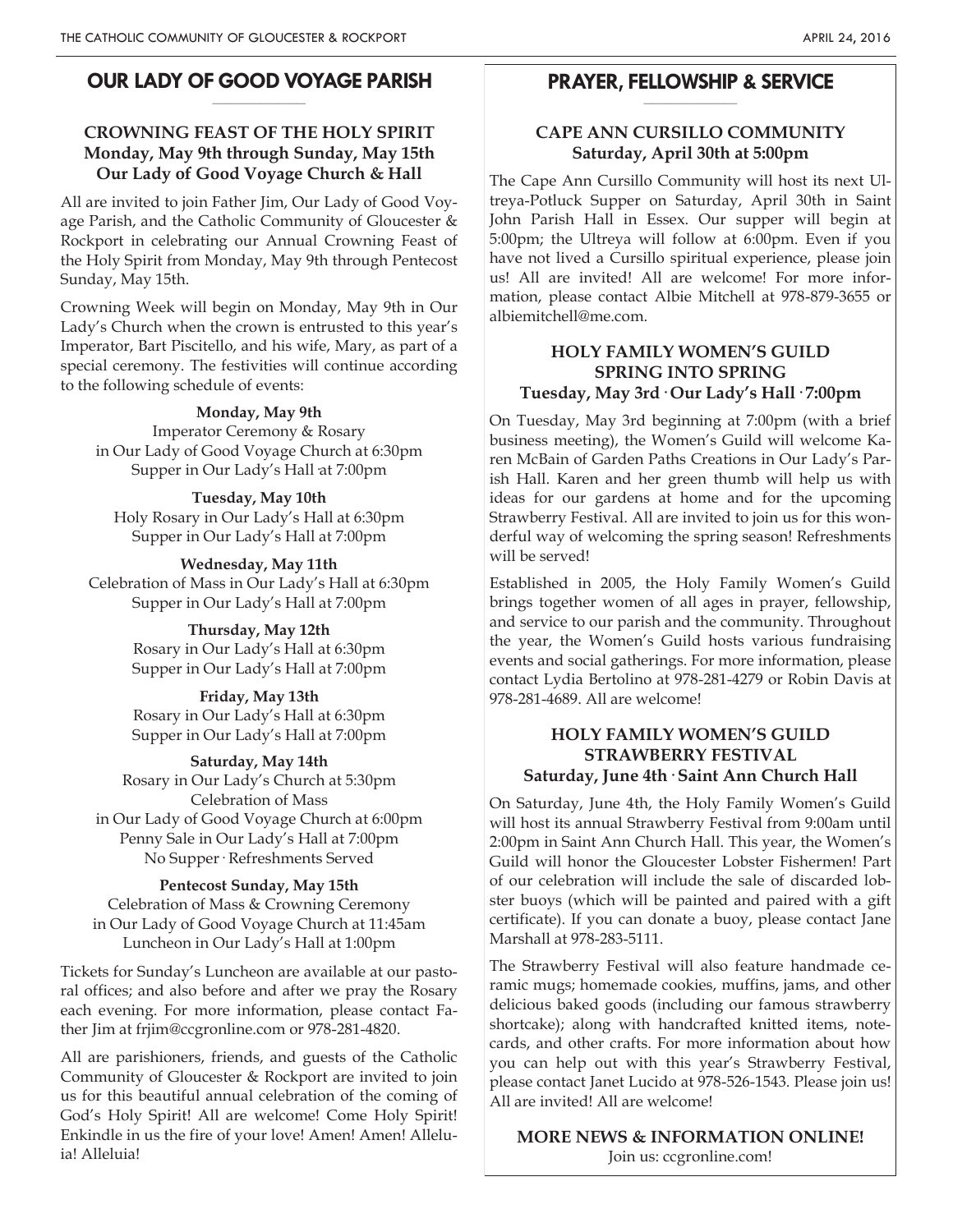## OUR LADY OF GOOD VOYAGE PARISH

### CROWNING FEAST OF THE HOLY SPIRIT
### Monday, May 9th through Sunday, May 15th
### Our Lady of Good Voyage Church & Hall

All are invited to join Father Jim, Our Lady of Good Voyage Parish, and the Catholic Community of Gloucester & Rockport in celebrating our Annual Crowning Feast of the Holy Spirit from Monday, May 9th through Pentecost Sunday, May 15th.

Crowning Week will begin on Monday, May 9th in Our Lady's Church when the crown is entrusted to this year's Imperator, Bart Piscitello, and his wife, Mary, as part of a special ceremony. The festivities will continue according to the following schedule of events:

**Monday, May 9th**
Imperator Ceremony & Rosary
in Our Lady of Good Voyage Church at 6:30pm
Supper in Our Lady's Hall at 7:00pm

**Tuesday, May 10th**
Holy Rosary in Our Lady's Hall at 6:30pm
Supper in Our Lady's Hall at 7:00pm

**Wednesday, May 11th**
Celebration of Mass in Our Lady's Hall at 6:30pm
Supper in Our Lady's Hall at 7:00pm

**Thursday, May 12th**
Rosary in Our Lady's Hall at 6:30pm
Supper in Our Lady's Hall at 7:00pm

**Friday, May 13th**
Rosary in Our Lady's Hall at 6:30pm
Supper in Our Lady's Hall at 7:00pm

**Saturday, May 14th**
Rosary in Our Lady's Church at 5:30pm
Celebration of Mass
in Our Lady of Good Voyage Church at 6:00pm
Penny Sale in Our Lady's Hall at 7:00pm
No Supper · Refreshments Served

**Pentecost Sunday, May 15th**
Celebration of Mass & Crowning Ceremony
in Our Lady of Good Voyage Church at 11:45am
Luncheon in Our Lady's Hall at 1:00pm

Tickets for Sunday's Luncheon are available at our pastoral offices; and also before and after we pray the Rosary each evening. For more information, please contact Father Jim at frjim@ccgronline.com or 978-281-4820.

All are parishioners, friends, and guests of the Catholic Community of Gloucester & Rockport are invited to join us for this beautiful annual celebration of the coming of God's Holy Spirit! All are welcome! Come Holy Spirit! Enkindle in us the fire of your love! Amen! Amen! Alleluia! Alleluia!

## PRAYER, FELLOWSHIP & SERVICE

### CAPE ANN CURSILLO COMMUNITY
### Saturday, April 30th at 5:00pm

The Cape Ann Cursillo Community will host its next Ultreya-Potluck Supper on Saturday, April 30th in Saint John Parish Hall in Essex. Our supper will begin at 5:00pm; the Ultreya will follow at 6:00pm. Even if you have not lived a Cursillo spiritual experience, please join us! All are invited! All are welcome! For more information, please contact Albie Mitchell at 978-879-3655 or albiemitchell@me.com.

### HOLY FAMILY WOMEN'S GUILD
### SPRING INTO SPRING
### Tuesday, May 3rd · Our Lady's Hall · 7:00pm

On Tuesday, May 3rd beginning at 7:00pm (with a brief business meeting), the Women's Guild will welcome Karen McBain of Garden Paths Creations in Our Lady's Parish Hall. Karen and her green thumb will help us with ideas for our gardens at home and for the upcoming Strawberry Festival. All are invited to join us for this wonderful way of welcoming the spring season! Refreshments will be served!

Established in 2005, the Holy Family Women's Guild brings together women of all ages in prayer, fellowship, and service to our parish and the community. Throughout the year, the Women's Guild hosts various fundraising events and social gatherings. For more information, please contact Lydia Bertolino at 978-281-4279 or Robin Davis at 978-281-4689. All are welcome!

### HOLY FAMILY WOMEN'S GUILD
### STRAWBERRY FESTIVAL
### Saturday, June 4th · Saint Ann Church Hall

On Saturday, June 4th, the Holy Family Women's Guild will host its annual Strawberry Festival from 9:00am until 2:00pm in Saint Ann Church Hall. This year, the Women's Guild will honor the Gloucester Lobster Fishermen! Part of our celebration will include the sale of discarded lobster buoys (which will be painted and paired with a gift certificate). If you can donate a buoy, please contact Jane Marshall at 978-283-5111.

The Strawberry Festival will also feature handmade ceramic mugs; homemade cookies, muffins, jams, and other delicious baked goods (including our famous strawberry shortcake); along with handcrafted knitted items, notecards, and other crafts. For more information about how you can help out with this year's Strawberry Festival, please contact Janet Lucido at 978-526-1543. Please join us! All are invited! All are welcome!

**MORE NEWS & INFORMATION ONLINE!**
Join us: ccgronline.com!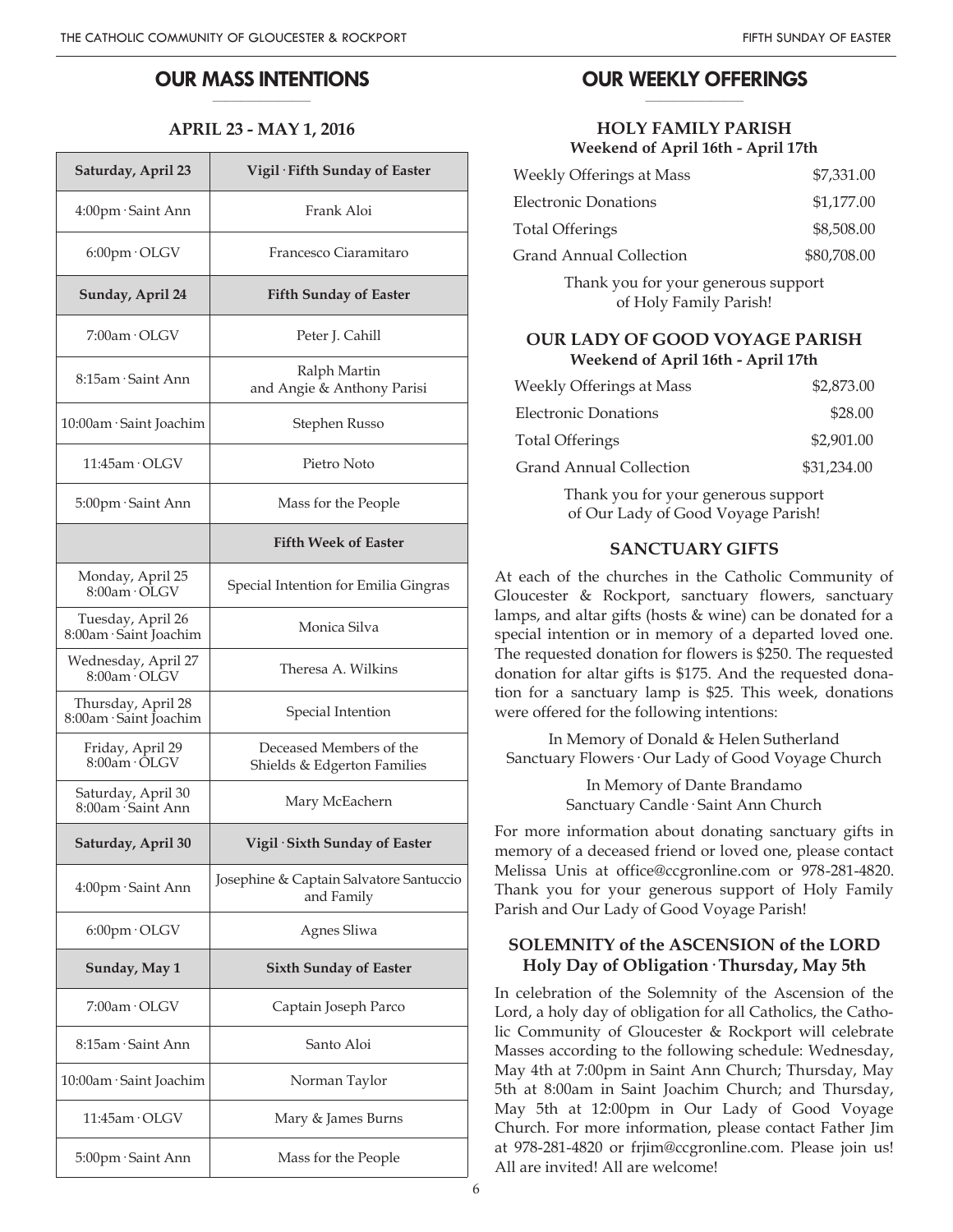## OUR MASS INTENTIONS

### APRIL 23 - MAY 1, 2016

| Saturday, April 23 | Vigil · Fifth Sunday of Easter |
|---|---|
| 4:00pm · Saint Ann | Frank Aloi |
| 6:00pm · OLGV | Francesco Ciaramitaro |
| **Sunday, April 24** | **Fifth Sunday of Easter** |
| 7:00am · OLGV | Peter J. Cahill |
| 8:15am · Saint Ann | Ralph Martin and Angie & Anthony Parisi |
| 10:00am · Saint Joachim | Stephen Russo |
| 11:45am · OLGV | Pietro Noto |
| 5:00pm · Saint Ann | Mass for the People |
| | **Fifth Week of Easter** |
| Monday, April 25 8:00am · OLGV | Special Intention for Emilia Gingras |
| Tuesday, April 26 8:00am · Saint Joachim | Monica Silva |
| Wednesday, April 27 8:00am · OLGV | Theresa A. Wilkins |
| Thursday, April 28 8:00am · Saint Joachim | Special Intention |
| Friday, April 29 8:00am · OLGV | Deceased Members of the Shields & Edgerton Families |
| Saturday, April 30 8:00am · Saint Ann | Mary McEachern |
| **Saturday, April 30** | **Vigil · Sixth Sunday of Easter** |
| 4:00pm · Saint Ann | Josephine & Captain Salvatore Santuccio and Family |
| 6:00pm · OLGV | Agnes Sliwa |
| **Sunday, May 1** | **Sixth Sunday of Easter** |
| 7:00am · OLGV | Captain Joseph Parco |
| 8:15am · Saint Ann | Santo Aloi |
| 10:00am · Saint Joachim | Norman Taylor |
| 11:45am · OLGV | Mary & James Burns |
| 5:00pm · Saint Ann | Mass for the People |

## OUR WEEKLY OFFERINGS

### HOLY FAMILY PARISH
**Weekend of April 16th - April 17th**

| | |
|---|---|
| Weekly Offerings at Mass | $7,331.00 |
| Electronic Donations | $1,177.00 |
| Total Offerings | $8,508.00 |
| Grand Annual Collection | $80,708.00 |

Thank you for your generous support of Holy Family Parish!

### OUR LADY OF GOOD VOYAGE PARISH
**Weekend of April 16th - April 17th**

| | |
|---|---|
| Weekly Offerings at Mass | $2,873.00 |
| Electronic Donations | $28.00 |
| Total Offerings | $2,901.00 |
| Grand Annual Collection | $31,234.00 |

Thank you for your generous support of Our Lady of Good Voyage Parish!

### SANCTUARY GIFTS

At each of the churches in the Catholic Community of Gloucester & Rockport, sanctuary flowers, sanctuary lamps, and altar gifts (hosts & wine) can be donated for a special intention or in memory of a departed loved one. The requested donation for flowers is $250. The requested donation for altar gifts is $175. And the requested donation for a sanctuary lamp is $25. This week, donations were offered for the following intentions:

In Memory of Donald & Helen Sutherland
Sanctuary Flowers · Our Lady of Good Voyage Church

In Memory of Dante Brandamo
Sanctuary Candle · Saint Ann Church

For more information about donating sanctuary gifts in memory of a deceased friend or loved one, please contact Melissa Unis at office@ccgronline.com or 978-281-4820. Thank you for your generous support of Holy Family Parish and Our Lady of Good Voyage Parish!

### SOLEMNITY of the ASCENSION of the LORD
**Holy Day of Obligation · Thursday, May 5th**

In celebration of the Solemnity of the Ascension of the Lord, a holy day of obligation for all Catholics, the Catholic Community of Gloucester & Rockport will celebrate Masses according to the following schedule: Wednesday, May 4th at 7:00pm in Saint Ann Church; Thursday, May 5th at 8:00am in Saint Joachim Church; and Thursday, May 5th at 12:00pm in Our Lady of Good Voyage Church. For more information, please contact Father Jim at 978-281-4820 or frjim@ccgronline.com. Please join us! All are invited! All are welcome!